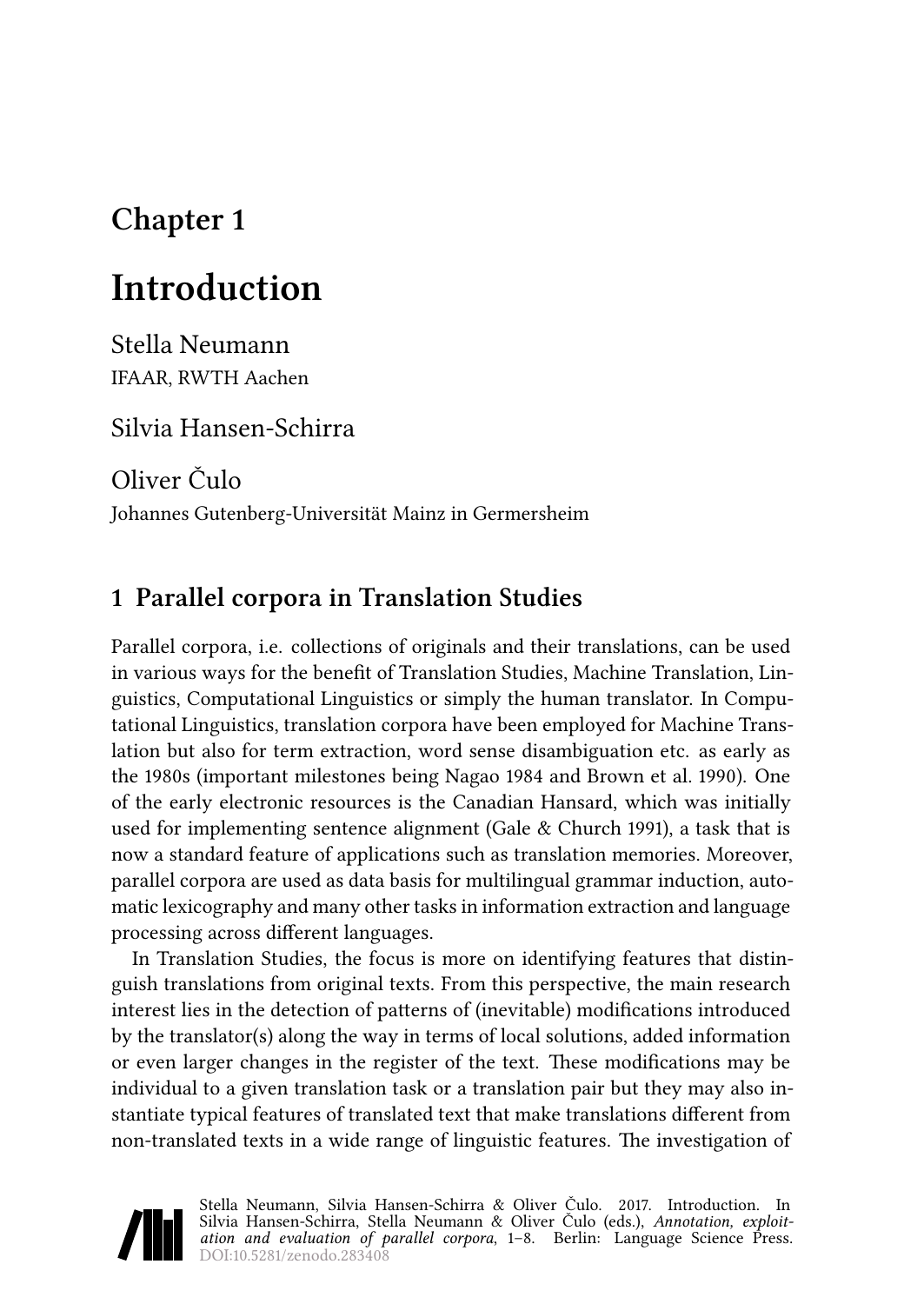# Chapter 1

# Introduction

Stella Neumann
IFAAR, RWTH Aachen

Silvia Hansen-Schirra

Oliver Čulo
Johannes Gutenberg-Universität Mainz in Germersheim

## 1 Parallel corpora in Translation Studies

Parallel corpora, i.e. collections of originals and their translations, can be used in various ways for the benefit of Translation Studies, Machine Translation, Linguistics, Computational Linguistics or simply the human translator. In Computational Linguistics, translation corpora have been employed for Machine Translation but also for term extraction, word sense disambiguation etc. as early as the 1980s (important milestones being Nagao 1984 and Brown et al. 1990). One of the early electronic resources is the Canadian Hansard, which was initially used for implementing sentence alignment (Gale & Church 1991), a task that is now a standard feature of applications such as translation memories. Moreover, parallel corpora are used as data basis for multilingual grammar induction, automatic lexicography and many other tasks in information extraction and language processing across different languages.

In Translation Studies, the focus is more on identifying features that distinguish translations from original texts. From this perspective, the main research interest lies in the detection of patterns of (inevitable) modifications introduced by the translator(s) along the way in terms of local solutions, added information or even larger changes in the register of the text. These modifications may be individual to a given translation task or a translation pair but they may also instantiate typical features of translated text that make translations different from non-translated texts in a wide range of linguistic features. The investigation of

Stella Neumann, Silvia Hansen-Schirra & Oliver Čulo. 2017. Introduction. In Silvia Hansen-Schirra, Stella Neumann & Oliver Čulo (eds.), *Annotation, exploitation and evaluation of parallel corpora*, 1–8. Berlin: Language Science Press. DOI:10.5281/zenodo.283408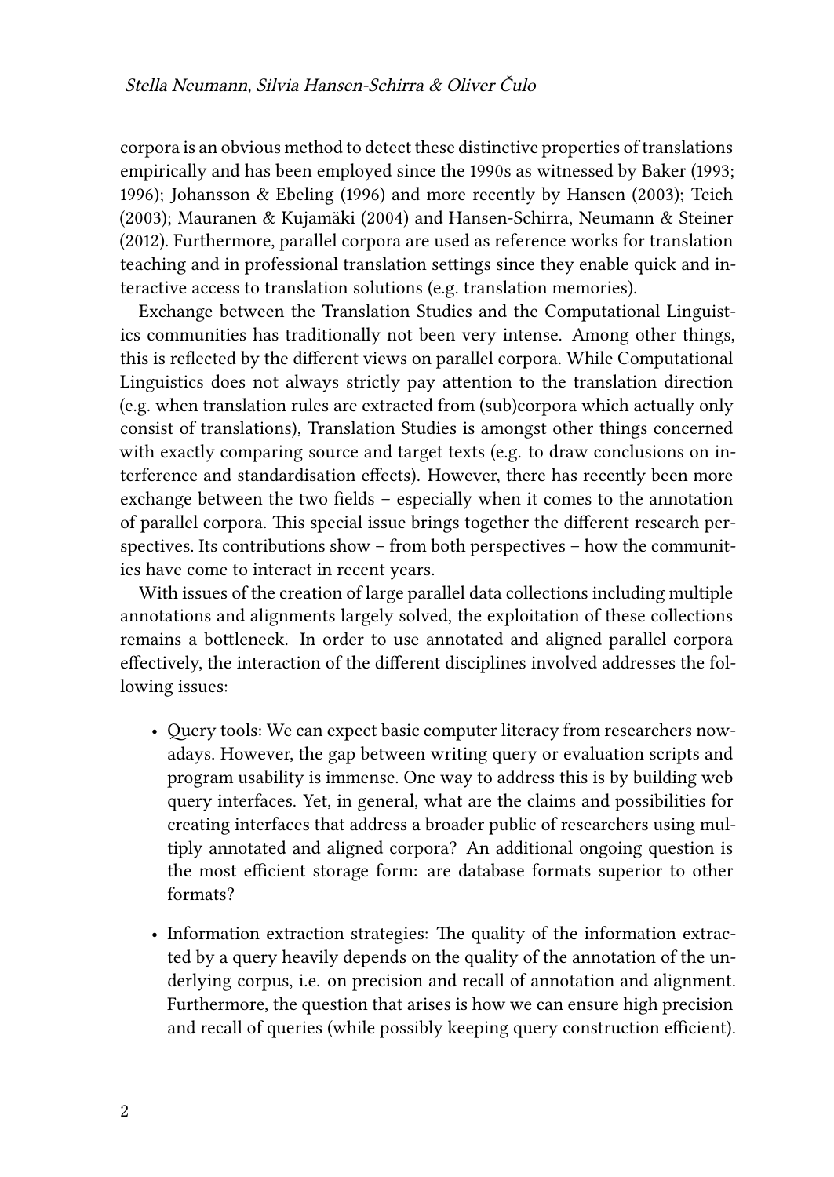corpora is an obvious method to detect these distinctive properties of translations empirically and has been employed since the 1990s as witnessed by Baker (1993; 1996); Johansson & Ebeling (1996) and more recently by Hansen (2003); Teich (2003); Mauranen & Kujamäki (2004) and Hansen-Schirra, Neumann & Steiner (2012). Furthermore, parallel corpora are used as reference works for translation teaching and in professional translation settings since they enable quick and interactive access to translation solutions (e.g. translation memories).

Exchange between the Translation Studies and the Computational Linguistics communities has traditionally not been very intense. Among other things, this is reflected by the different views on parallel corpora. While Computational Linguistics does not always strictly pay attention to the translation direction (e.g. when translation rules are extracted from (sub)corpora which actually only consist of translations), Translation Studies is amongst other things concerned with exactly comparing source and target texts (e.g. to draw conclusions on interference and standardisation effects). However, there has recently been more exchange between the two fields – especially when it comes to the annotation of parallel corpora. This special issue brings together the different research perspectives. Its contributions show – from both perspectives – how the communities have come to interact in recent years.

With issues of the creation of large parallel data collections including multiple annotations and alignments largely solved, the exploitation of these collections remains a bottleneck. In order to use annotated and aligned parallel corpora effectively, the interaction of the different disciplines involved addresses the following issues:

- Query tools: We can expect basic computer literacy from researchers nowadays. However, the gap between writing query or evaluation scripts and program usability is immense. One way to address this is by building web query interfaces. Yet, in general, what are the claims and possibilities for creating interfaces that address a broader public of researchers using multiply annotated and aligned corpora? An additional ongoing question is the most efficient storage form: are database formats superior to other formats?

- Information extraction strategies: The quality of the information extracted by a query heavily depends on the quality of the annotation of the underlying corpus, i.e. on precision and recall of annotation and alignment. Furthermore, the question that arises is how we can ensure high precision and recall of queries (while possibly keeping query construction efficient).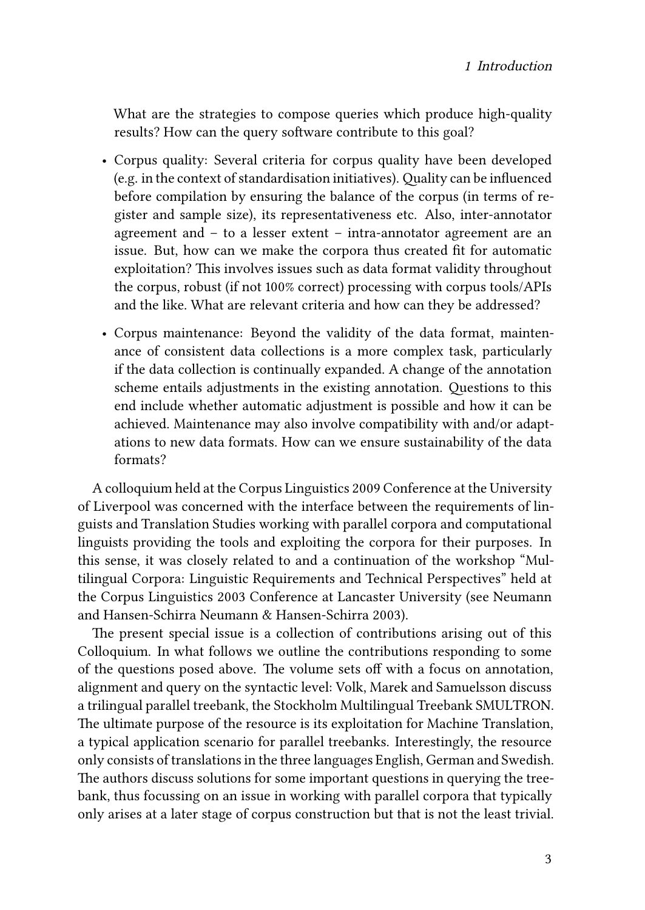What are the strategies to compose queries which produce high-quality results? How can the query software contribute to this goal?

- Corpus quality: Several criteria for corpus quality have been developed (e.g. in the context of standardisation initiatives). Quality can be influenced before compilation by ensuring the balance of the corpus (in terms of register and sample size), its representativeness etc. Also, inter-annotator agreement and – to a lesser extent – intra-annotator agreement are an issue. But, how can we make the corpora thus created fit for automatic exploitation? This involves issues such as data format validity throughout the corpus, robust (if not 100% correct) processing with corpus tools/APIs and the like. What are relevant criteria and how can they be addressed?
- Corpus maintenance: Beyond the validity of the data format, maintenance of consistent data collections is a more complex task, particularly if the data collection is continually expanded. A change of the annotation scheme entails adjustments in the existing annotation. Questions to this end include whether automatic adjustment is possible and how it can be achieved. Maintenance may also involve compatibility with and/or adaptations to new data formats. How can we ensure sustainability of the data formats?

A colloquium held at the Corpus Linguistics 2009 Conference at the University of Liverpool was concerned with the interface between the requirements of linguists and Translation Studies working with parallel corpora and computational linguists providing the tools and exploiting the corpora for their purposes. In this sense, it was closely related to and a continuation of the workshop "Multilingual Corpora: Linguistic Requirements and Technical Perspectives" held at the Corpus Linguistics 2003 Conference at Lancaster University (see Neumann and Hansen-Schirra Neumann & Hansen-Schirra 2003).

The present special issue is a collection of contributions arising out of this Colloquium. In what follows we outline the contributions responding to some of the questions posed above. The volume sets off with a focus on annotation, alignment and query on the syntactic level: Volk, Marek and Samuelsson discuss a trilingual parallel treebank, the Stockholm Multilingual Treebank SMULTRON. The ultimate purpose of the resource is its exploitation for Machine Translation, a typical application scenario for parallel treebanks. Interestingly, the resource only consists of translations in the three languages English, German and Swedish. The authors discuss solutions for some important questions in querying the treebank, thus focussing on an issue in working with parallel corpora that typically only arises at a later stage of corpus construction but that is not the least trivial.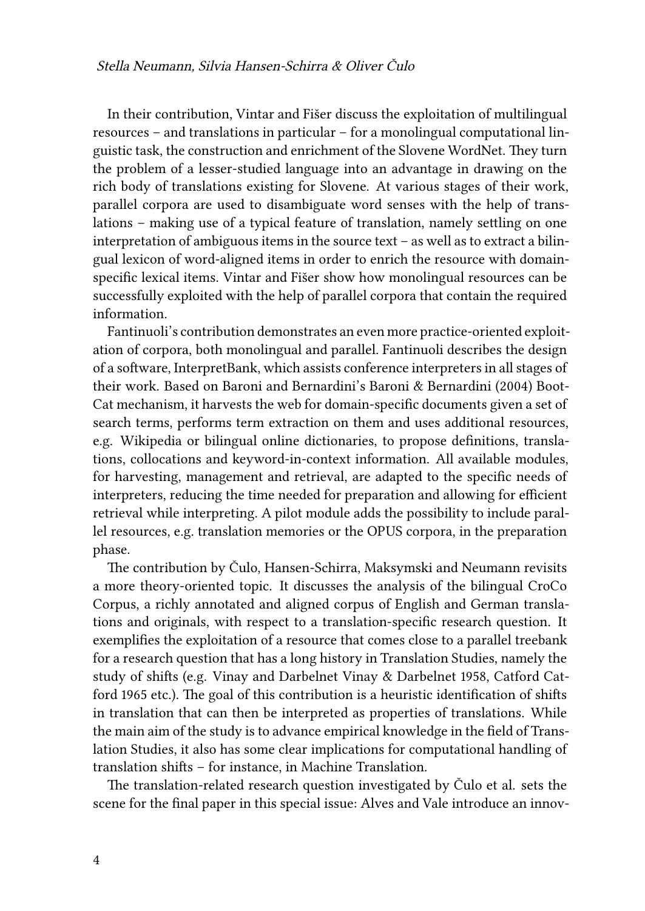In their contribution, Vintar and Fišer discuss the exploitation of multilingual resources – and translations in particular – for a monolingual computational linguistic task, the construction and enrichment of the Slovene WordNet. They turn the problem of a lesser-studied language into an advantage in drawing on the rich body of translations existing for Slovene. At various stages of their work, parallel corpora are used to disambiguate word senses with the help of translations – making use of a typical feature of translation, namely settling on one interpretation of ambiguous items in the source text – as well as to extract a bilingual lexicon of word-aligned items in order to enrich the resource with domain-specific lexical items. Vintar and Fišer show how monolingual resources can be successfully exploited with the help of parallel corpora that contain the required information.

Fantinuoli's contribution demonstrates an even more practice-oriented exploitation of corpora, both monolingual and parallel. Fantinuoli describes the design of a software, InterpretBank, which assists conference interpreters in all stages of their work. Based on Baroni and Bernardini's Baroni & Bernardini (2004) BootCat mechanism, it harvests the web for domain-specific documents given a set of search terms, performs term extraction on them and uses additional resources, e.g. Wikipedia or bilingual online dictionaries, to propose definitions, translations, collocations and keyword-in-context information. All available modules, for harvesting, management and retrieval, are adapted to the specific needs of interpreters, reducing the time needed for preparation and allowing for efficient retrieval while interpreting. A pilot module adds the possibility to include parallel resources, e.g. translation memories or the OPUS corpora, in the preparation phase.

The contribution by Čulo, Hansen-Schirra, Maksymski and Neumann revisits a more theory-oriented topic. It discusses the analysis of the bilingual CroCo Corpus, a richly annotated and aligned corpus of English and German translations and originals, with respect to a translation-specific research question. It exemplifies the exploitation of a resource that comes close to a parallel treebank for a research question that has a long history in Translation Studies, namely the study of shifts (e.g. Vinay and Darbelnet Vinay & Darbelnet 1958, Catford Catford 1965 etc.). The goal of this contribution is a heuristic identification of shifts in translation that can then be interpreted as properties of translations. While the main aim of the study is to advance empirical knowledge in the field of Translation Studies, it also has some clear implications for computational handling of translation shifts – for instance, in Machine Translation.

The translation-related research question investigated by Čulo et al. sets the scene for the final paper in this special issue: Alves and Vale introduce an innov-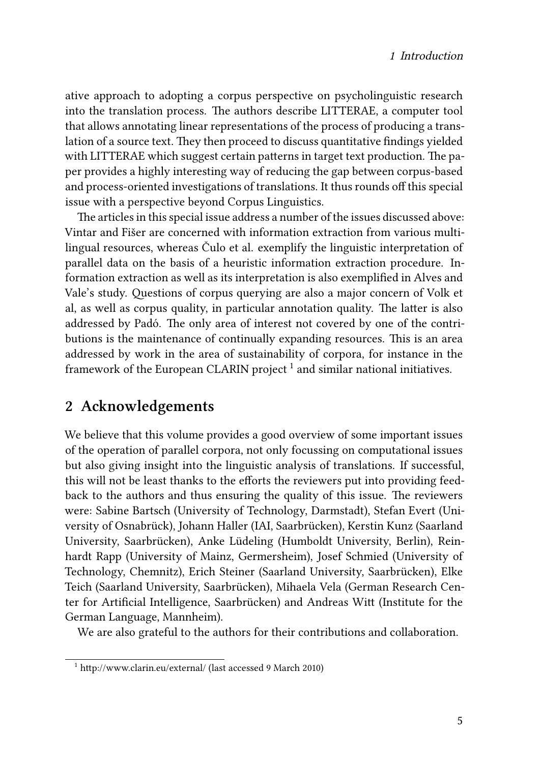ative approach to adopting a corpus perspective on psycholinguistic research into the translation process. The authors describe LITTERAE, a computer tool that allows annotating linear representations of the process of producing a translation of a source text. They then proceed to discuss quantitative findings yielded with LITTERAE which suggest certain patterns in target text production. The paper provides a highly interesting way of reducing the gap between corpus-based and process-oriented investigations of translations. It thus rounds off this special issue with a perspective beyond Corpus Linguistics.

The articles in this special issue address a number of the issues discussed above: Vintar and Fišer are concerned with information extraction from various multilingual resources, whereas Čulo et al. exemplify the linguistic interpretation of parallel data on the basis of a heuristic information extraction procedure. Information extraction as well as its interpretation is also exemplified in Alves and Vale's study. Questions of corpus querying are also a major concern of Volk et al, as well as corpus quality, in particular annotation quality. The latter is also addressed by Padó. The only area of interest not covered by one of the contributions is the maintenance of continually expanding resources. This is an area addressed by work in the area of sustainability of corpora, for instance in the framework of the European CLARIN project [1] and similar national initiatives.

## 2 Acknowledgements

We believe that this volume provides a good overview of some important issues of the operation of parallel corpora, not only focussing on computational issues but also giving insight into the linguistic analysis of translations. If successful, this will not be least thanks to the efforts the reviewers put into providing feedback to the authors and thus ensuring the quality of this issue. The reviewers were: Sabine Bartsch (University of Technology, Darmstadt), Stefan Evert (University of Osnabrück), Johann Haller (IAI, Saarbrücken), Kerstin Kunz (Saarland University, Saarbrücken), Anke Lüdeling (Humboldt University, Berlin), Reinhardt Rapp (University of Mainz, Germersheim), Josef Schmied (University of Technology, Chemnitz), Erich Steiner (Saarland University, Saarbrücken), Elke Teich (Saarland University, Saarbrücken), Mihaela Vela (German Research Center for Artificial Intelligence, Saarbrücken) and Andreas Witt (Institute for the German Language, Mannheim).

We are also grateful to the authors for their contributions and collaboration.

[1] http://www.clarin.eu/external/ (last accessed 9 March 2010)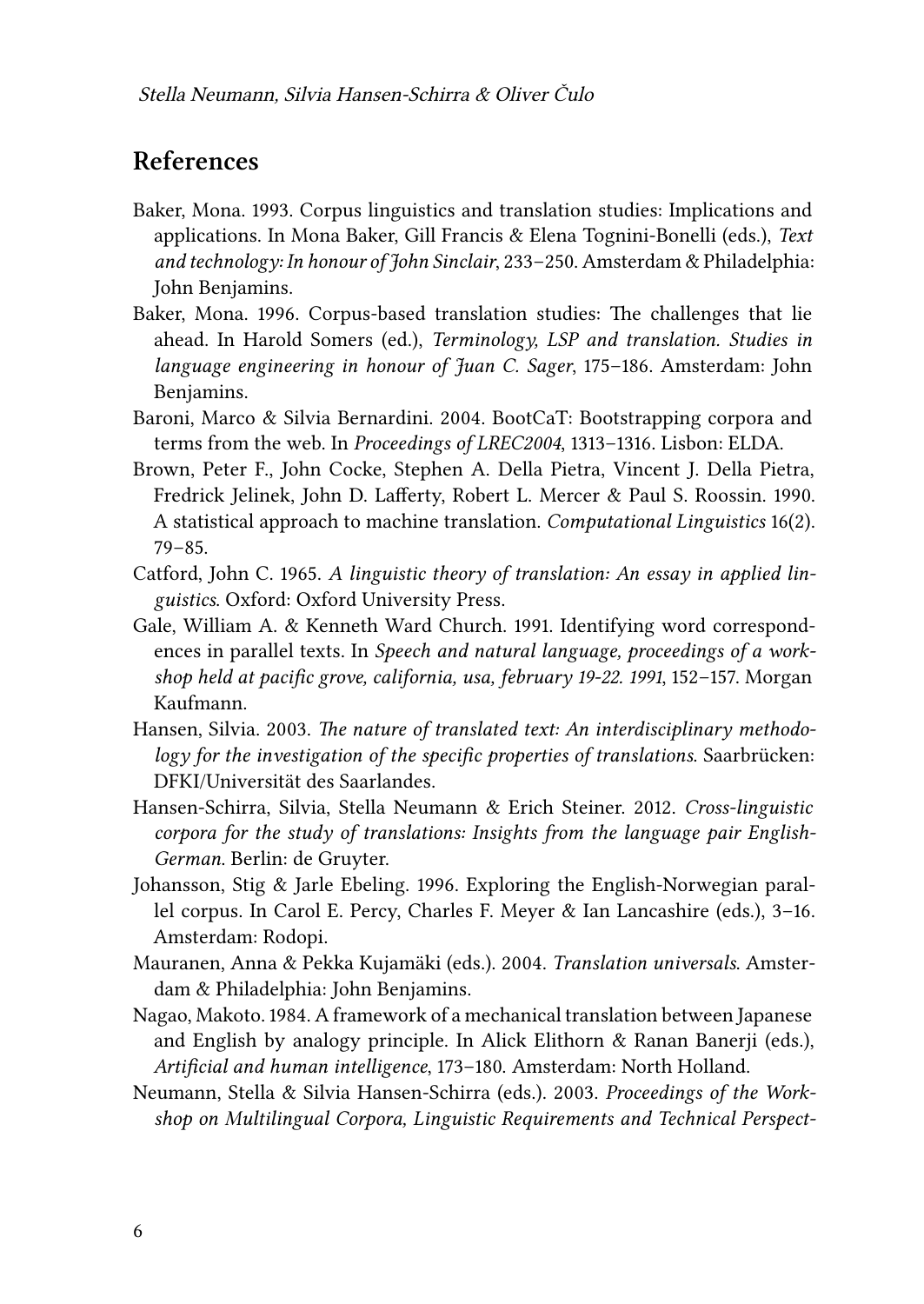## References

Baker, Mona. 1993. Corpus linguistics and translation studies: Implications and applications. In Mona Baker, Gill Francis & Elena Tognini-Bonelli (eds.), *Text and technology: In honour of John Sinclair*, 233–250. Amsterdam & Philadelphia: John Benjamins.

Baker, Mona. 1996. Corpus-based translation studies: The challenges that lie ahead. In Harold Somers (ed.), *Terminology, LSP and translation. Studies in language engineering in honour of Juan C. Sager*, 175–186. Amsterdam: John Benjamins.

Baroni, Marco & Silvia Bernardini. 2004. BootCaT: Bootstrapping corpora and terms from the web. In *Proceedings of LREC2004*, 1313–1316. Lisbon: ELDA.

Brown, Peter F., John Cocke, Stephen A. Della Pietra, Vincent J. Della Pietra, Fredrick Jelinek, John D. Lafferty, Robert L. Mercer & Paul S. Roossin. 1990. A statistical approach to machine translation. *Computational Linguistics* 16(2). 79–85.

Catford, John C. 1965. *A linguistic theory of translation: An essay in applied linguistics*. Oxford: Oxford University Press.

Gale, William A. & Kenneth Ward Church. 1991. Identifying word correspondences in parallel texts. In *Speech and natural language, proceedings of a workshop held at pacific grove, california, usa, february 19-22. 1991*, 152–157. Morgan Kaufmann.

Hansen, Silvia. 2003. *The nature of translated text: An interdisciplinary methodology for the investigation of the specific properties of translations*. Saarbrücken: DFKI/Universität des Saarlandes.

Hansen-Schirra, Silvia, Stella Neumann & Erich Steiner. 2012. *Cross-linguistic corpora for the study of translations: Insights from the language pair English-German*. Berlin: de Gruyter.

Johansson, Stig & Jarle Ebeling. 1996. Exploring the English-Norwegian parallel corpus. In Carol E. Percy, Charles F. Meyer & Ian Lancashire (eds.), 3–16. Amsterdam: Rodopi.

Mauranen, Anna & Pekka Kujamäki (eds.). 2004. *Translation universals*. Amsterdam & Philadelphia: John Benjamins.

Nagao, Makoto. 1984. A framework of a mechanical translation between Japanese and English by analogy principle. In Alick Elithorn & Ranan Banerji (eds.), *Artificial and human intelligence*, 173–180. Amsterdam: North Holland.

Neumann, Stella & Silvia Hansen-Schirra (eds.). 2003. *Proceedings of the Workshop on Multilingual Corpora, Linguistic Requirements and Technical Perspect-*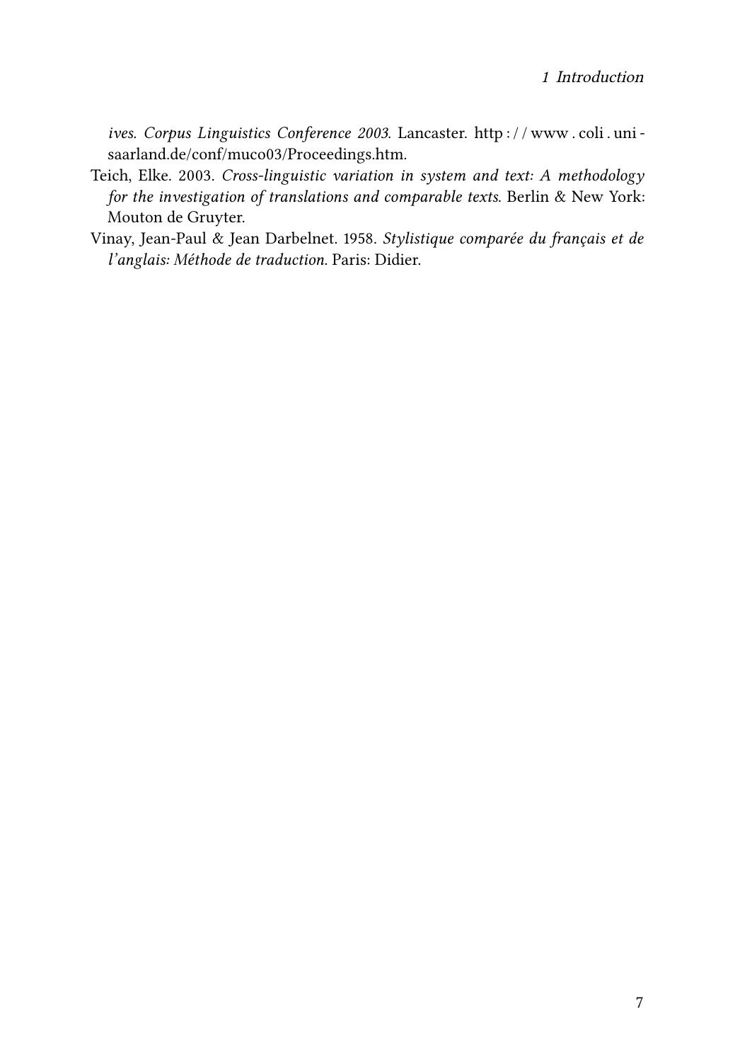*ives. Corpus Linguistics Conference 2003*. Lancaster. http://www.coli.uni-saarland.de/conf/muco03/Proceedings.htm.

Teich, Elke. 2003. *Cross-linguistic variation in system and text: A methodology for the investigation of translations and comparable texts*. Berlin & New York: Mouton de Gruyter.

Vinay, Jean-Paul & Jean Darbelnet. 1958. *Stylistique comparée du français et de l'anglais: Méthode de traduction*. Paris: Didier.